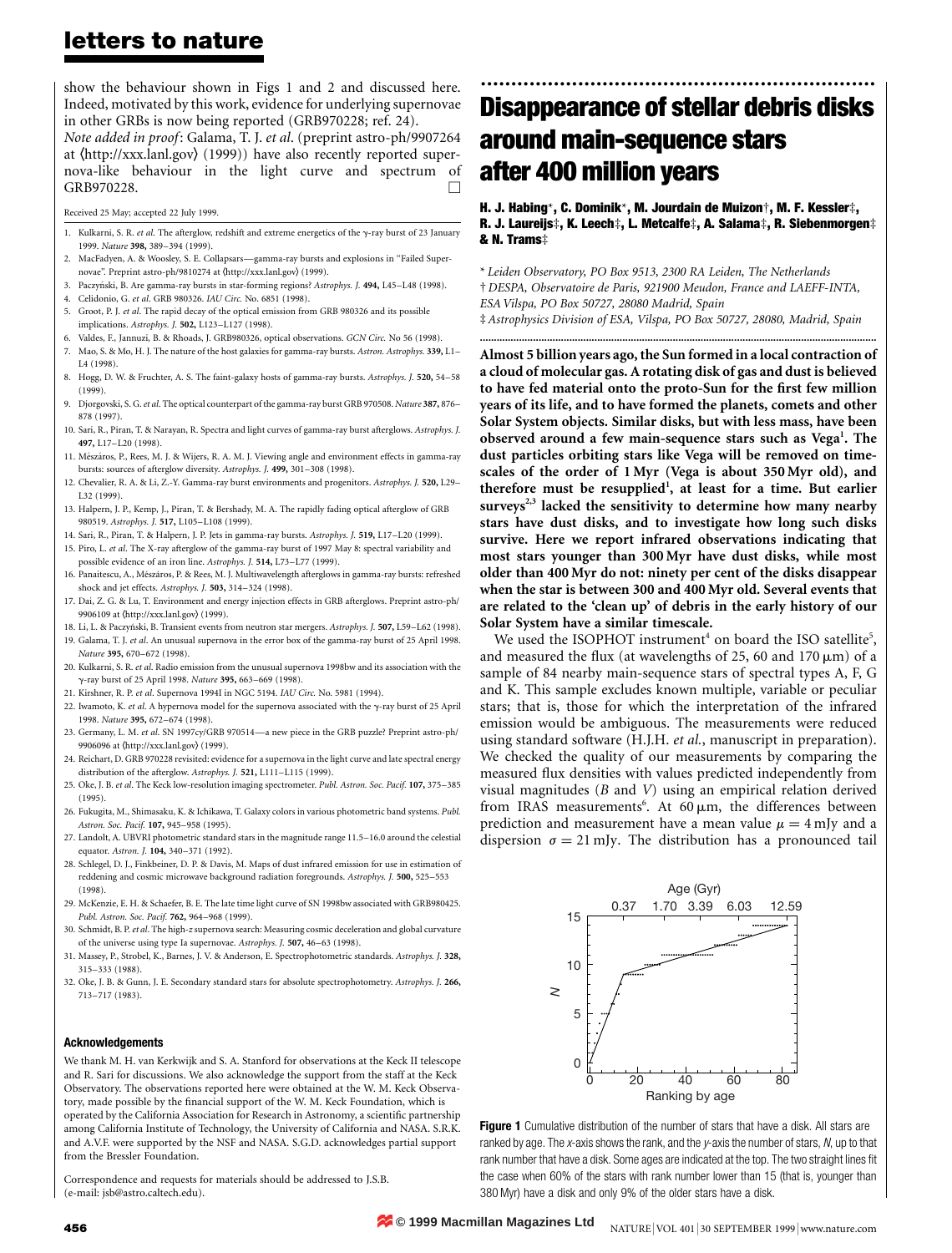show the behaviour shown in Figs 1 and 2 and discussed here. Indeed, motivated by this work, evidence for underlying supernovae in other GRBs is now being reported (GRB970228; ref. 24).

*Note added in proof*: Galama, T. J. *et al*. (preprint astro-ph/9907264 at ⟨http://xxx.lanl.gov⟩ (1999)) have also recently reported supernova-like behaviour in the light curve and spectrum of GRB970228.

Received 25 May; accepted 22 July 1999.

1. Kulkarni, S. R. *et al*. The afterglow, redshift and extreme energetics of the γ-ray burst of 23 January 1999. *Nature* **398,** 389–394 (1999).
2. MacFadyen, A. & Woosley, S. E. Collapsars—gamma-ray bursts and explosions in "Failed Supernovae". Preprint astro-ph/9810274 at ⟨http://xxx.lanl.gov⟩ (1999).
3. Paczyński, B. Are gamma-ray bursts in star-forming regions? *Astrophys. J.* **494,** L45–L48 (1998).
4. Celidonio, G. *et al*. GRB 980326. *IAU Circ.* No. 6851 (1998).
5. Groot, P. J. *et al*. The rapid decay of the optical emission from GRB 980326 and its possible implications. *Astrophys. J.* **502,** L123–L127 (1998).
6. Valdes, F., Jannuzi, B. & Rhoads, J. GRB980326, optical observations. *GCN Circ.* No 56 (1998).
7. Mao, S. & Mo, H. J. The nature of the host galaxies for gamma-ray bursts. *Astron. Astrophys.* **339,** L1–L4 (1998).
8. Hogg, D. W. & Fruchter, A. S. The faint-galaxy hosts of gamma-ray bursts. *Astrophys. J.* **520,** 54–58 (1999).
9. Djorgovski, S. G. *et al*. The optical counterpart of the gamma-ray burst GRB 970508. *Nature* **387,** 876–878 (1997).
10. Sari, R., Piran, T. & Narayan, R. Spectra and light curves of gamma-ray burst afterglows. *Astrophys. J.* **497,** L17–L20 (1998).
11. Mészáros, P., Rees, M. J. & Wijers, R. A. M. J. Viewing angle and environment effects in gamma-ray bursts: sources of afterglow diversity. *Astrophys. J.* **499,** 301–308 (1998).
12. Chevalier, R. A. & Li, Z.-Y. Gamma-ray burst environments and progenitors. *Astrophys. J.* **520,** L29–L32 (1999).
13. Halpern, J. P., Kemp, J., Piran, T. & Bershady, M. A. The rapidly fading optical afterglow of GRB 980519. *Astrophys. J.* **517,** L105–L108 (1999).
14. Sari, R., Piran, T. & Halpern, J. P. Jets in gamma-ray bursts. *Astrophys. J.* **519,** L17–L20 (1999).
15. Piro, L. *et al*. The X-ray afterglow of the gamma-ray burst of 1997 May 8: spectral variability and possible evidence of an iron line. *Astrophys. J.* **514,** L73–L77 (1999).
16. Panaitescu, A., Mészáros, P. & Rees, M. J. Multiwavelength afterglows in gamma-ray bursts: refreshed shock and jet effects. *Astrophys. J.* **503,** 314–324 (1998).
17. Dai, Z. G. & Lu, T. Environment and energy injection effects in GRB afterglows. Preprint astro-ph/9906109 at ⟨http://xxx.lanl.gov⟩ (1999).
18. Li, L. & Paczyński, B. Transient events from neutron star mergers. *Astrophys. J.* **507,** L59–L62 (1998).
19. Galama, T. J. *et al*. An unusual supernova in the error box of the gamma-ray burst of 25 April 1998. *Nature* **395,** 670–672 (1998).
20. Kulkarni, S. R. *et al*. Radio emission from the unusual supernova 1998bw and its association with the γ-ray burst of 25 April 1998. *Nature* **395,** 663–669 (1998).
21. Kirshner, R. P. *et al*. Supernova 1994I in NGC 5194. *IAU Circ.* No. 5981 (1994).
22. Iwamoto, K. *et al*. A hypernova model for the supernova associated with the γ-ray burst of 25 April 1998. *Nature* **395,** 672–674 (1998).
23. Germany, L. M. *et al*. SN 1997cy/GRB 970514—a new piece in the GRB puzzle? Preprint astro-ph/9906096 at ⟨http://xxx.lanl.gov⟩ (1999).
24. Reichart, D. GRB 970228 revisited: evidence for a supernova in the light curve and late spectral energy distribution of the afterglow. *Astrophys. J.* **521,** L111–L115 (1999).
25. Oke, J. B. *et al*. The Keck low-resolution imaging spectrometer. *Publ. Astron. Soc. Pacif.* **107,** 375–385 (1995).
26. Fukugita, M., Shimasaku, K. & Ichikawa, T. Galaxy colors in various photometric band systems. *Publ. Astron. Soc. Pacif.* **107,** 945–958 (1995).
27. Landolt, A. UBVRI photometric standard stars in the magnitude range 11.5–16.0 around the celestial equator. *Astron. J.* **104,** 340–371 (1992).
28. Schlegel, D. J., Finkbeiner, D. P. & Davis, M. Maps of dust infrared emission for use in estimation of reddening and cosmic microwave background radiation foregrounds. *Astrophys. J.* **500,** 525–553 (1998).
29. McKenzie, E. H. & Schaefer, B. E. The late time light curve of SN 1998bw associated with GRB980425. *Publ. Astron. Soc. Pacif.* **762,** 964–968 (1999).
30. Schmidt, B. P. *et al*. The high-*z* supernova search: Measuring cosmic deceleration and global curvature of the universe using type Ia supernovae. *Astrophys. J.* **507,** 46–63 (1998).
31. Massey, P., Strobel, K., Barnes, J. V. & Anderson, E. Spectrophotometric standards. *Astrophys. J.* **328,** 315–333 (1988).
32. Oke, J. B. & Gunn, J. E. Secondary standard stars for absolute spectrophotometry. *Astrophys. J.* **266,** 713–717 (1983).

### Acknowledgements

We thank M. H. van Kerkwijk and S. A. Stanford for observations at the Keck II telescope and R. Sari for discussions. We also acknowledge the support from the staff at the Keck Observatory. The observations reported here were obtained at the W. M. Keck Observatory, made possible by the financial support of the W. M. Keck Foundation, which is operated by the California Association for Research in Astronomy, a scientific partnership among California Institute of Technology, the University of California and NASA. S.R.K. and A.V.F. were supported by the NSF and NASA. S.G.D. acknowledges partial support from the Bressler Foundation.

Correspondence and requests for materials should be addressed to J.S.B. (e-mail: jsb@astro.caltech.edu).

# Disappearance of stellar debris disks around main-sequence stars after 400 million years

**H. J. Habing\*, C. Dominik\*, M. Jourdain de Muizon†, M. F. Kessler‡, R. J. Laureijs‡, K. Leech‡, L. Metcalfe‡, A. Salama‡, R. Siebenmorgen‡ & N. Trams‡**

\* *Leiden Observatory, PO Box 9513, 2300 RA Leiden, The Netherlands*
† *DESPA, Observatoire de Paris, 921900 Meudon, France and LAEFF-INTA, ESA Vilspa, PO Box 50727, 28080 Madrid, Spain*
‡ *Astrophysics Division of ESA, Vilspa, PO Box 50727, 28080, Madrid, Spain*

**Almost 5 billion years ago, the Sun formed in a local contraction of a cloud of molecular gas. A rotating disk of gas and dust is believed to have fed material onto the proto-Sun for the first few million years of its life, and to have formed the planets, comets and other Solar System objects. Similar disks, but with less mass, have been observed around a few main-sequence stars such as Vega[1]. The dust particles orbiting stars like Vega will be removed on timescales of the order of 1 Myr (Vega is about 350 Myr old), and therefore must be resupplied[1], at least for a time. But earlier surveys[2,3] lacked the sensitivity to determine how many nearby stars have dust disks, and to investigate how long such disks survive. Here we report infrared observations indicating that most stars younger than 300 Myr have dust disks, while most older than 400 Myr do not: ninety per cent of the disks disappear when the star is between 300 and 400 Myr old. Several events that are related to the 'clean up' of debris in the early history of our Solar System have a similar timescale.**

We used the ISOPHOT instrument[4] on board the ISO satellite[5], and measured the flux (at wavelengths of 25, 60 and 170 μm) of a sample of 84 nearby main-sequence stars of spectral types A, F, G and K. This sample excludes known multiple, variable or peculiar stars; that is, those for which the interpretation of the infrared emission would be ambiguous. The measurements were reduced using standard software (H.J.H. *et al*., manuscript in preparation). We checked the quality of our measurements by comparing the measured flux densities with values predicted independently from visual magnitudes (*B* and *V*) using an empirical relation derived from IRAS measurements[6]. At 60 μm, the differences between prediction and measurement have a mean value $\mu = 4$ mJy and a dispersion $\sigma = 21$ mJy. The distribution has a pronounced tail

**Figure 1** Cumulative distribution of the number of stars that have a disk. All stars are ranked by age. The *x*-axis shows the rank, and the *y*-axis the number of stars, *N*, up to that rank number that have a disk. Some ages are indicated at the top. The two straight lines fit the case when 60% of the stars with rank number lower than 15 (that is, younger than 380 Myr) have a disk and only 9% of the older stars have a disk.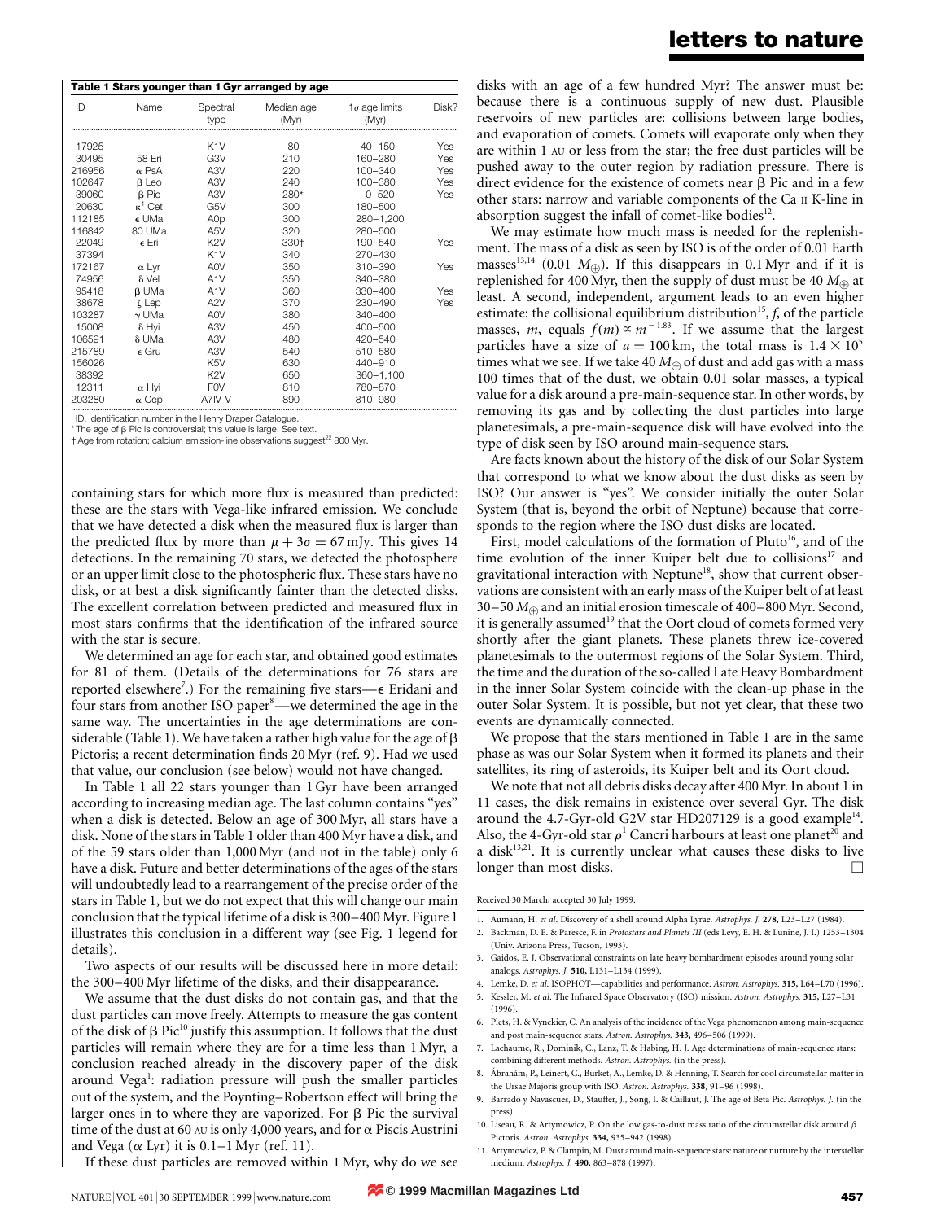**Table 1 Stars younger than 1 Gyr arranged by age**

| HD | Name | Spectral type | Median age (Myr) | 1σ age limits (Myr) | Disk? |
|---|---|---|---|---|---|
| 17925 | | K1V | 80 | 40–150 | Yes |
| 30495 | 58 Eri | G3V | 210 | 160–280 | Yes |
| 216956 | α PsA | A3V | 220 | 100–340 | Yes |
| 102647 | β Leo | A3V | 240 | 100–380 | Yes |
| 39060 | β Pic | A3V | 280* | 0–520 | Yes |
| 20630 | $\kappa^1$ Cet | G5V | 300 | 180–500 | |
| 112185 | ε UMa | A0p | 300 | 280–1,200 | |
| 116842 | 80 UMa | A5V | 320 | 280–500 | |
| 22049 | ε Eri | K2V | 330† | 190–540 | Yes |
| 37394 | | K1V | 340 | 270–430 | |
| 172167 | α Lyr | A0V | 350 | 310–390 | Yes |
| 74956 | δ Vel | A1V | 350 | 340–380 | |
| 95418 | β UMa | A1V | 360 | 330–400 | Yes |
| 38678 | ζ Lep | A2V | 370 | 230–490 | Yes |
| 103287 | γ UMa | A0V | 380 | 340–400 | |
| 15008 | δ Hyi | A3V | 450 | 400–500 | |
| 106591 | δ UMa | A3V | 480 | 420–540 | |
| 215789 | ε Gru | A3V | 540 | 510–580 | |
| 156026 | | K5V | 630 | 440–910 | |
| 38392 | | K2V | 650 | 360–1,100 | |
| 12311 | α Hyi | F0V | 810 | 780–870 | |
| 203280 | α Cep | A7IV-V | 890 | 810–980 | |

HD, identification number in the Henry Draper Catalogue.
\* The age of β Pic is controversial; this value is large. See text.
† Age from rotation; calcium emission-line observations suggest[22] 800 Myr.

containing stars for which more flux is measured than predicted: these are the stars with Vega-like infrared emission. We conclude that we have detected a disk when the measured flux is larger than the predicted flux by more than $\mu + 3\sigma = 67$ mJy. This gives 14 detections. In the remaining 70 stars, we detected the photosphere or an upper limit close to the photospheric flux. These stars have no disk, or at best a disk significantly fainter than the detected disks. The excellent correlation between predicted and measured flux in most stars confirms that the identification of the infrared source with the star is secure.

We determined an age for each star, and obtained good estimates for 81 of them. (Details of the determinations for 76 stars are reported elsewhere[7].) For the remaining five stars—ε Eridani and four stars from another ISO paper[8]—we determined the age in the same way. The uncertainties in the age determinations are considerable (Table 1). We have taken a rather high value for the age of β Pictoris; a recent determination finds 20 Myr (ref. 9). Had we used that value, our conclusion (see below) would not have changed.

In Table 1 all 22 stars younger than 1 Gyr have been arranged according to increasing median age. The last column contains "yes" when a disk is detected. Below an age of 300 Myr, all stars have a disk. None of the stars in Table 1 older than 400 Myr have a disk, and of the 59 stars older than 1,000 Myr (and not in the table) only 6 have a disk. Future and better determinations of the ages of the stars will undoubtedly lead to a rearrangement of the precise order of the stars in Table 1, but we do not expect that this will change our main conclusion that the typical lifetime of a disk is 300–400 Myr. Figure 1 illustrates this conclusion in a different way (see Fig. 1 legend for details).

Two aspects of our results will be discussed here in more detail: the 300–400 Myr lifetime of the disks, and their disappearance.

We assume that the dust disks do not contain gas, and that the dust particles can move freely. Attempts to measure the gas content of the disk of β Pic[10] justify this assumption. It follows that the dust particles will remain where they are for a time less than 1 Myr, a conclusion reached already in the discovery paper of the disk around Vega[1]: radiation pressure will push the smaller particles out of the system, and the Poynting–Robertson effect will bring the larger ones in to where they are vaporized. For β Pic the survival time of the dust at 60 AU is only 4,000 years, and for α Piscis Austrini and Vega (α Lyr) it is 0.1–1 Myr (ref. 11).

If these dust particles are removed within 1 Myr, why do we see disks with an age of a few hundred Myr? The answer must be: because there is a continuous supply of new dust. Plausible reservoirs of new particles are: collisions between large bodies, and evaporation of comets. Comets will evaporate only when they are within 1 AU or less from the star; the free dust particles will be pushed away to the outer region by radiation pressure. There is direct evidence for the existence of comets near β Pic and in a few other stars: narrow and variable components of the Ca II K-line in absorption suggest the infall of comet-like bodies[12].

We may estimate how much mass is needed for the replenishment. The mass of a disk as seen by ISO is of the order of 0.01 Earth masses[13,14] (0.01 $M_\oplus$). If this disappears in 0.1 Myr and if it is replenished for 400 Myr, then the supply of dust must be 40 $M_\oplus$ at least. A second, independent, argument leads to an even higher estimate: the collisional equilibrium distribution[15], $f$, of the particle masses, $m$, equals $f(m) \propto m^{-1.83}$. If we assume that the largest particles have a size of $a = 100$ km, the total mass is $1.4 \times 10^5$ times what we see. If we take 40 $M_\oplus$ of dust and add gas with a mass 100 times that of the dust, we obtain 0.01 solar masses, a typical value for a disk around a pre-main-sequence star. In other words, by removing its gas and by collecting the dust particles into large planetesimals, a pre-main-sequence disk will have evolved into the type of disk seen by ISO around main-sequence stars.

Are facts known about the history of the disk of our Solar System that correspond to what we know about the dust disks as seen by ISO? Our answer is "yes". We consider initially the outer Solar System (that is, beyond the orbit of Neptune) because that corresponds to the region where the ISO dust disks are located.

First, model calculations of the formation of Pluto[16], and of the time evolution of the inner Kuiper belt due to collisions[17] and gravitational interaction with Neptune[18], show that current observations are consistent with an early mass of the Kuiper belt of at least 30–50 $M_\oplus$ and an initial erosion timescale of 400–800 Myr. Second, it is generally assumed[19] that the Oort cloud of comets formed very shortly after the giant planets. These planets threw ice-covered planetesimals to the outermost regions of the Solar System. Third, the time and the duration of the so-called Late Heavy Bombardment in the inner Solar System coincide with the clean-up phase in the outer Solar System. It is possible, but not yet clear, that these two events are dynamically connected.

We propose that the stars mentioned in Table 1 are in the same phase as was our Solar System when it formed its planets and their satellites, its ring of asteroids, its Kuiper belt and its Oort cloud.

We note that not all debris disks decay after 400 Myr. In about 1 in 11 cases, the disk remains in existence over several Gyr. The disk around the 4.7-Gyr-old G2V star HD207129 is a good example[14]. Also, the 4-Gyr-old star $\rho^1$ Cancri harbours at least one planet[20] and a disk[13,21]. It is currently unclear what causes these disks to live longer than most disks. □

Received 30 March; accepted 30 July 1999.

1. Aumann, H. *et al.* Discovery of a shell around Alpha Lyrae. *Astrophys. J.* **278,** L23–L27 (1984).
2. Backman, D. E. & Paresce, F. in *Protostars and Planets III* (eds Levy, E. H. & Lunine, J. I.) 1253–1304 (Univ. Arizona Press, Tucson, 1993).
3. Gaidos, E. J. Observational constraints on late heavy bombardment episodes around young solar analogs. *Astrophys. J.* **510,** L131–L134 (1999).
4. Lemke, D. *et al.* ISOPHOT—capabilities and performance. *Astron. Astrophys.* **315,** L64–L70 (1996).
5. Kessler, M. *et al.* The Infrared Space Observatory (ISO) mission. *Astron. Astrophys.* **315,** L27–L31 (1996).
6. Plets, H. & Vynckier, C. An analysis of the incidence of the Vega phenomenon among main-sequence and post main-sequence stars. *Astron. Astrophys.* **343,** 496–506 (1999).
7. Lachaume, R., Dominik, C., Lanz, T. & Habing, H. J. Age determinations of main-sequence stars: combining different methods. *Astron. Astrophys.* (in the press).
8. Ábrahám, P., Leinert, C., Burket, A., Lemke, D. & Henning, T. Search for cool circumstellar matter in the Ursae Majoris group with ISO. *Astron. Astrophys.* **338,** 91–96 (1998).
9. Barrado y Navascues, D., Stauffer, J., Song, I. & Caillaut, J. The age of Beta Pic. *Astrophys. J.* (in the press).
10. Liseau, R. & Artymowicz, P. On the low gas-to-dust mass ratio of the circumstellar disk around β Pictoris. *Astron. Astrophys.* **334,** 935–942 (1998).
11. Artymowicz, P. & Clampin, M. Dust around main-sequence stars: nature or nurture by the interstellar medium. *Astrophys. J.* **490,** 863–878 (1997).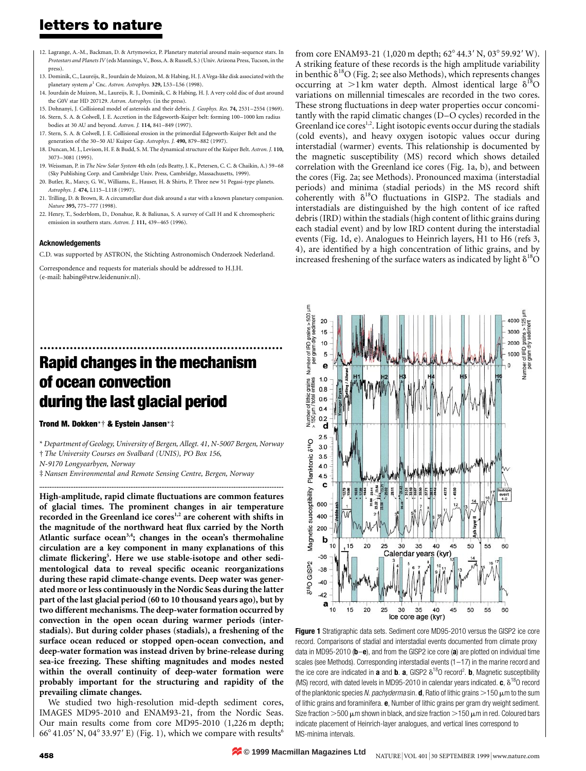12. Lagrange, A.-M., Backman, D. & Artymowicz, P. Planetary material around main-sequence stars. In *Protostars and Planets IV* (eds Mannings, V., Boss, A. & Russell, S.) (Univ. Arizona Press, Tucson, in the press).
13. Dominik, C., Laureijs, R., Jourdain de Muizon, M. & Habing, H. J. A Vega-like disk associated with the planetary system $\rho^1$ Cnc. *Astron. Astrophys.* **329,** L53–L56 (1998).
14. Jourdain de Muizon, M., Laureijs, R. J., Dominik, C. & Habing, H. J. A very cold disc of dust around the G0V star HD 207129. *Astron. Astrophys.* (in the press).
15. Dohnanyi, J. Collisional model of asteroids and their debris. *J. Geophys. Res.* **74,** 2531–2554 (1969).
16. Stern, S. A. & Colwell, J. E. Accretion in the Edgeworth-Kuiper belt: forming 100–1000 km radius bodies at 30 AU and beyond. *Astron. J.* **114,** 841–849 (1997).
17. Stern, S. A. & Colwell, J. E. Collisional erosion in the primordial Edgeworth-Kuiper Belt and the generation of the 30–50 AU Kuiper Gap. *Astrophys. J.* **490,** 879–882 (1997).
18. Duncan, M. J., Levison, H. F. & Budd, S. M. The dynamical structure of the Kuiper Belt. *Astron. J.* **110,** 3073–3081 (1995).
19. Weissman, P. in *The New Solar System* 4th edn (eds Beatty, J. K., Petersen, C. C. & Chaikin, A.) 59–68 (Sky Publishing Corp. and Cambridge Univ. Press, Cambridge, Massachusetts, 1999).
20. Butler, R., Marcy, G. W., Williams, E., Hauser, H. & Shirts, P. Three new 51 Pegasi-type planets. *Astrophys. J.* **474,** L115–L118 (1997).
21. Trilling, D. & Brown, R. A circumstellar dust disk around a star with a known planetary companion. *Nature* **395,** 775–777 (1998).
22. Henry, T., Soderblom, D., Donahue, R. & Baliunas, S. A survey of CaII H and K chromospheric emission in southern stars. *Astron. J.* **111,** 439–465 (1996).

### Acknowledgements

C.D. was supported by ASTRON, the Stichting Astronomisch Onderzoek Nederland.

Correspondence and requests for materials should be addressed to H.J.H. (e-mail: habing@strw.leidenuniv.nl).

# Rapid changes in the mechanism of ocean convection during the last glacial period

**Trond M. Dokken*† & Eystein Jansen*‡**

\* *Department of Geology, University of Bergen, Allegt. 41, N-5007 Bergen, Norway*
† *The University Courses on Svalbard (UNIS), PO Box 156, N-9170 Longyearbyen, Norway*
‡ *Nansen Environmental and Remote Sensing Centre, Bergen, Norway*

**High-amplitude, rapid climate fluctuations are common features of glacial times. The prominent changes in air temperature recorded in the Greenland ice cores[1,2] are coherent with shifts in the magnitude of the northward heat flux carried by the North Atlantic surface ocean[3,4]; changes in the ocean's thermohaline circulation are a key component in many explanations of this climate flickering[5]. Here we use stable-isotope and other sedimentological data to reveal specific oceanic reorganizations during these rapid climate-change events. Deep water was generated more or less continuously in the Nordic Seas during the latter part of the last glacial period (60 to 10 thousand years ago), but by two different mechanisms. The deep-water formation occurred by convection in the open ocean during warmer periods (interstadials). But during colder phases (stadials), a freshening of the surface ocean reduced or stopped open-ocean convection, and deep-water formation was instead driven by brine-release during sea-ice freezing. These shifting magnitudes and modes nested within the overall continuity of deep-water formation were probably important for the structuring and rapidity of the prevailing climate changes.**

We studied two high-resolution mid-depth sediment cores, IMAGES MD95-2010 and ENAM93-21, from the Nordic Seas. Our main results come from core MD95-2010 (1,226 m depth; 66° 41.05′ N, 04° 33.97′ E) (Fig. 1), which we compare with results[6] from core ENAM93-21 (1,020 m depth; 62° 44.3′ N, 03° 59.92′ W). A striking feature of these records is the high amplitude variability in benthic $\delta^{18}O$ (Fig. 2; see also Methods), which represents changes occurring at >1 km water depth. Almost identical large $\delta^{18}O$ variations on millennial timescales are recorded in the two cores. These strong fluctuations in deep water properties occur concomitantly with the rapid climatic changes (D–O cycles) recorded in the Greenland ice cores[1,2]. Light isotopic events occur during the stadials (cold events), and heavy oxygen isotopic values occur during interstadial (warmer) events. This relationship is documented by the magnetic susceptibility (MS) record which shows detailed correlation with the Greenland ice cores (Fig. 1a, b), and between the cores (Fig. 2a; see Methods). Pronounced maxima (interstadial periods) and minima (stadial periods) in the MS record shift coherently with $\delta^{18}O$ fluctuations in GISP2. The stadials and interstadials are distinguished by the high content of ice rafted debris (IRD) within the stadials (high content of lithic grains during each stadial event) and by low IRD content during the interstadial events (Fig. 1d, e). Analogues to Heinrich layers, H1 to H6 (refs 3, 4), are identified by a high concentration of lithic grains, and by increased freshening of the surface waters as indicated by light $\delta^{18}O$

**Figure 1** Stratigraphic data sets. Sediment core MD95-2010 versus the GISP2 ice core record. Comparisons of stadial and interstadial events documented from climate proxy data in MD95-2010 (**b**–**e**), and from the GISP2 ice core (**a**) are plotted on individual time scales (see Methods). Corresponding interstadial events (1–17) in the marine record and the ice core are indicated in **a** and **b**. **a**, GISP2 $\delta^{18}O$ record[2]. **b**, Magnetic susceptibility (MS) record, with dated levels in MD95-2010 in calendar years indicated. **c**, $\delta^{18}O$ record of the planktonic species *N. pachyderma* sin. **d**, Ratio of lithic grains >150 μm to the sum of lithic grains and foraminifera. **e**, Number of lithic grains per gram dry weight sediment. Size fraction >500 μm shown in black, and size fraction >150 μm in red. Coloured bars indicate placement of Heinrich-layer analogues, and vertical lines correspond to MS-minima intervals.